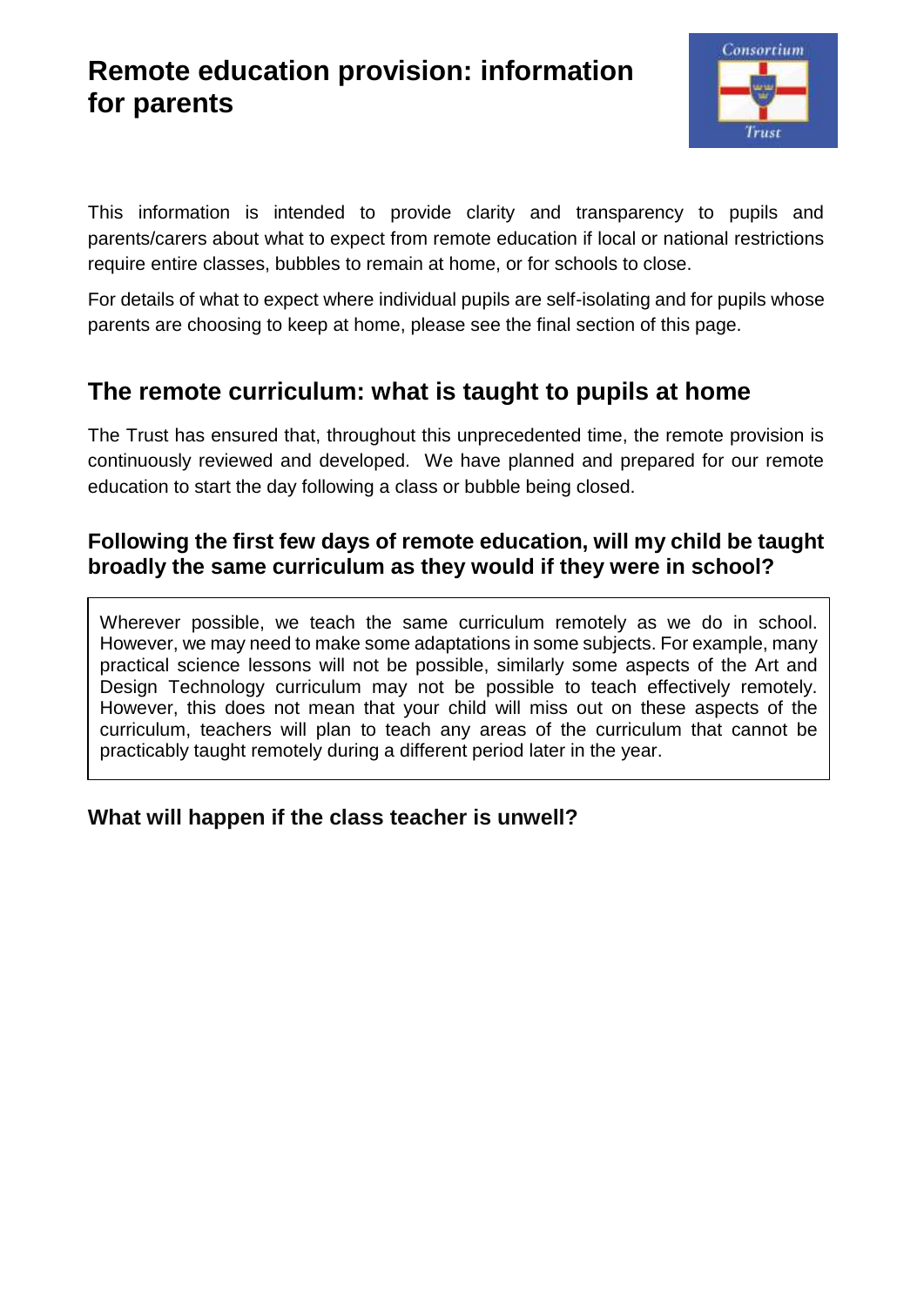# Remote education provision: information for parents

This information is intended to provide clarity and transparency to pupils and parents/carers about what to expect from remote education if local or national restrictions require entire classes, bubbles to remain at home, or for schools to close.

For details of what to expect where individual pupils are self-isolating and for pupils whose parents are choosing to keep at home, please see the final section of this page.

## The remote curriculum: what is taught to pupils at home

The Trust has ensured that, throughout this unprecedented time, the remote provision is continuously reviewed and developed. We have planned and prepared for our remote education to start the day following a class or bubble being closed.

### Following the first few days of remote education, will my child be taught broadly the same curriculum as they would if they were in school?

Wherever possible, we teach the same curriculum remotely as we do in school. However, we may need to make some adaptations in some subjects. For example, many practical science lessons will not be possible, similarly some aspects of the Art and Design Technology curriculum may not be possible to teach effectively remotely. However, this does not mean that your child will miss out on these aspects of the curriculum, teachers will plan to teach any areas of the curriculum that cannot be practicably taught remotely during a different period later in the year.

### What will happen if the class teacher is unwell?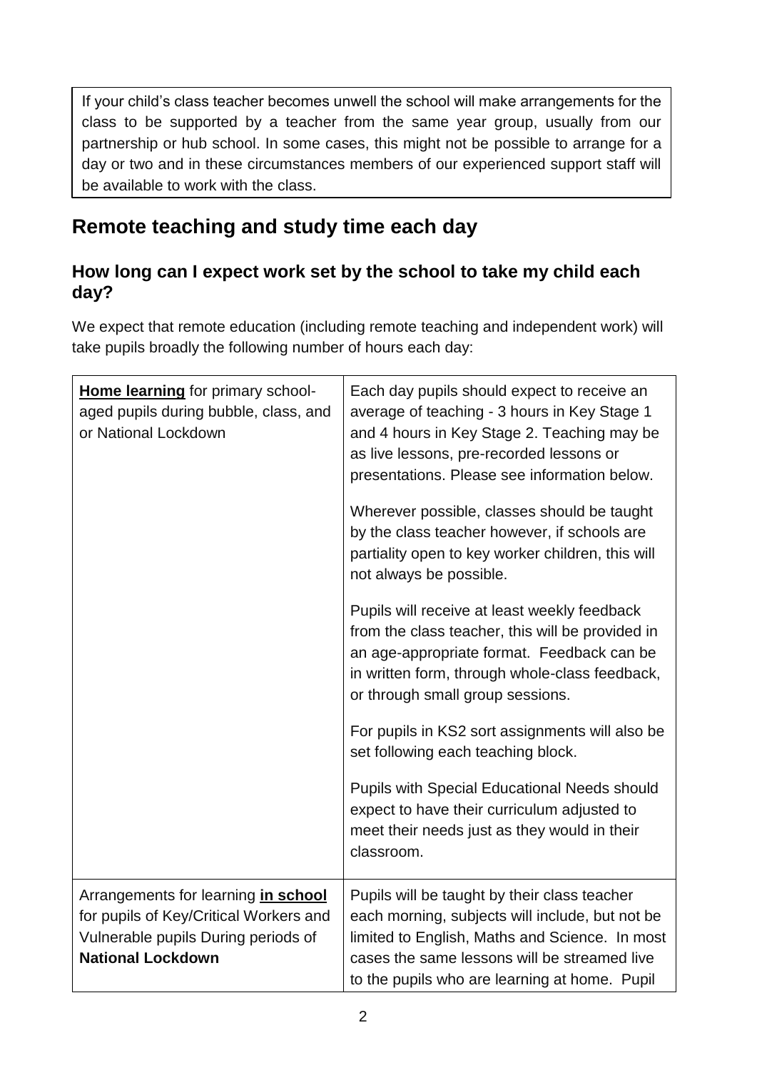If your child's class teacher becomes unwell the school will make arrangements for the class to be supported by a teacher from the same year group, usually from our partnership or hub school. In some cases, this might not be possible to arrange for a day or two and in these circumstances members of our experienced support staff will be available to work with the class.

## Remote teaching and study time each day

### How long can I expect work set by the school to take my child each day?

We expect that remote education (including remote teaching and independent work) will take pupils broadly the following number of hours each day:

| | |
|---|---|
| **Home learning** for primary school-aged pupils during bubble, class, and or National Lockdown | Each day pupils should expect to receive an average of teaching - 3 hours in Key Stage 1 and 4 hours in Key Stage 2. Teaching may be as live lessons, pre-recorded lessons or presentations. Please see information below.<br><br>Wherever possible, classes should be taught by the class teacher however, if schools are partiality open to key worker children, this will not always be possible.<br><br>Pupils will receive at least weekly feedback from the class teacher, this will be provided in an age-appropriate format. Feedback can be in written form, through whole-class feedback, or through small group sessions.<br><br>For pupils in KS2 sort assignments will also be set following each teaching block.<br><br>Pupils with Special Educational Needs should expect to have their curriculum adjusted to meet their needs just as they would in their classroom. |
| Arrangements for learning **in school** for pupils of Key/Critical Workers and Vulnerable pupils During periods of **National Lockdown** | Pupils will be taught by their class teacher each morning, subjects will include, but not be limited to English, Maths and Science. In most cases the same lessons will be streamed live to the pupils who are learning at home. Pupil |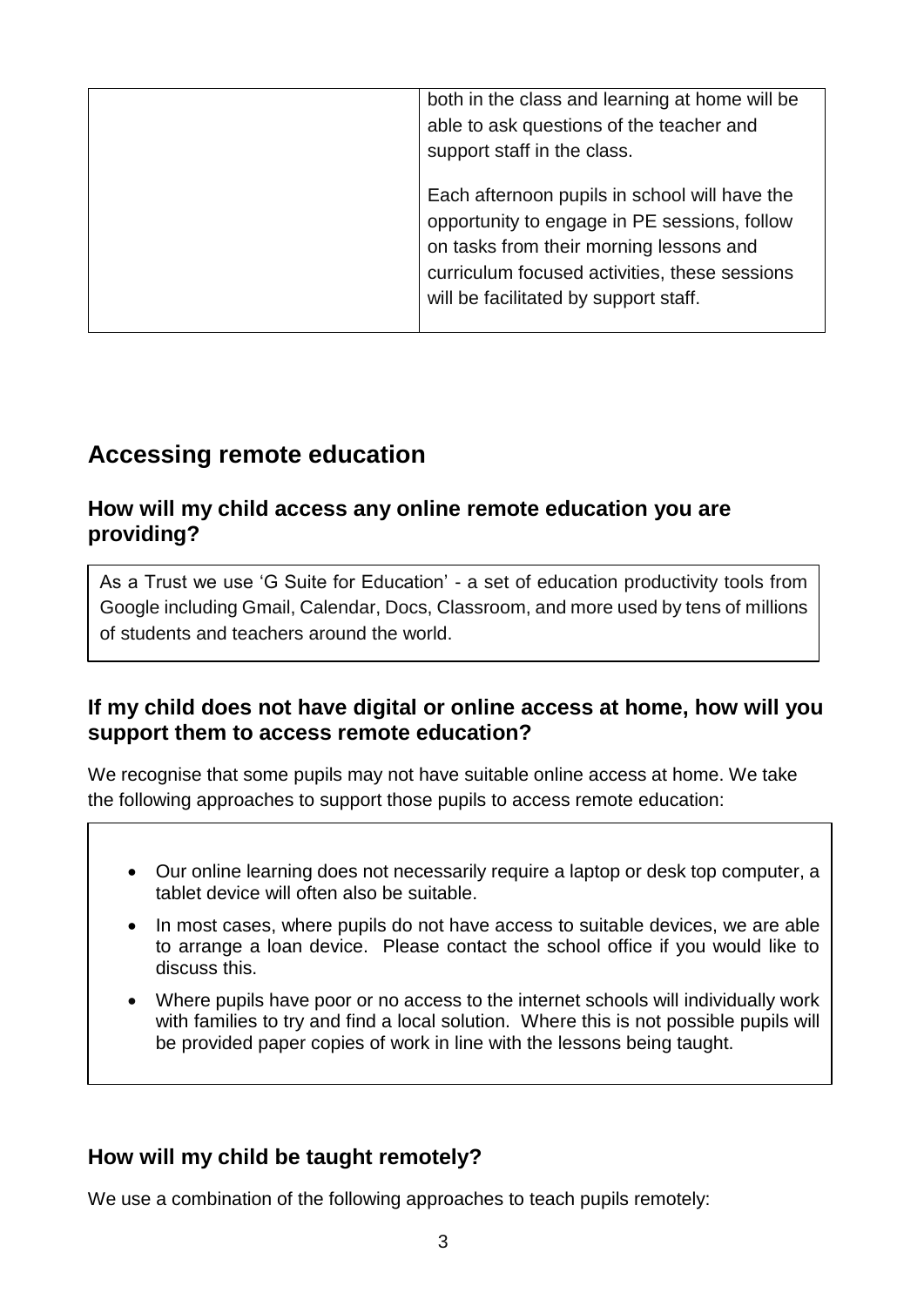| | |
|---|---|
| | both in the class and learning at home will be able to ask questions of the teacher and support staff in the class.<br><br>Each afternoon pupils in school will have the opportunity to engage in PE sessions, follow on tasks from their morning lessons and curriculum focused activities, these sessions will be facilitated by support staff. |

## Accessing remote education

### How will my child access any online remote education you are providing?

As a Trust we use 'G Suite for Education' - a set of education productivity tools from Google including Gmail, Calendar, Docs, Classroom, and more used by tens of millions of students and teachers around the world.

### If my child does not have digital or online access at home, how will you support them to access remote education?

We recognise that some pupils may not have suitable online access at home. We take the following approaches to support those pupils to access remote education:

- Our online learning does not necessarily require a laptop or desk top computer, a tablet device will often also be suitable.
- In most cases, where pupils do not have access to suitable devices, we are able to arrange a loan device. Please contact the school office if you would like to discuss this.
- Where pupils have poor or no access to the internet schools will individually work with families to try and find a local solution. Where this is not possible pupils will be provided paper copies of work in line with the lessons being taught.

### How will my child be taught remotely?

We use a combination of the following approaches to teach pupils remotely: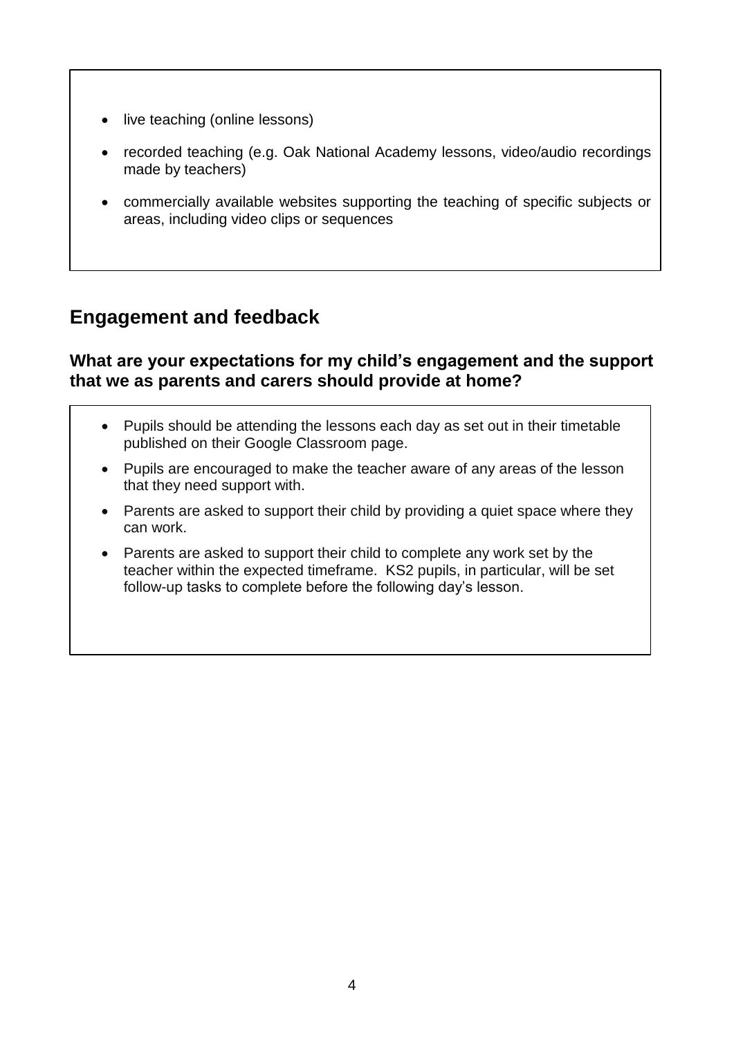- live teaching (online lessons)
- recorded teaching (e.g. Oak National Academy lessons, video/audio recordings made by teachers)
- commercially available websites supporting the teaching of specific subjects or areas, including video clips or sequences

## Engagement and feedback

### What are your expectations for my child's engagement and the support that we as parents and carers should provide at home?

- Pupils should be attending the lessons each day as set out in their timetable published on their Google Classroom page.
- Pupils are encouraged to make the teacher aware of any areas of the lesson that they need support with.
- Parents are asked to support their child by providing a quiet space where they can work.
- Parents are asked to support their child to complete any work set by the teacher within the expected timeframe. KS2 pupils, in particular, will be set follow-up tasks to complete before the following day's lesson.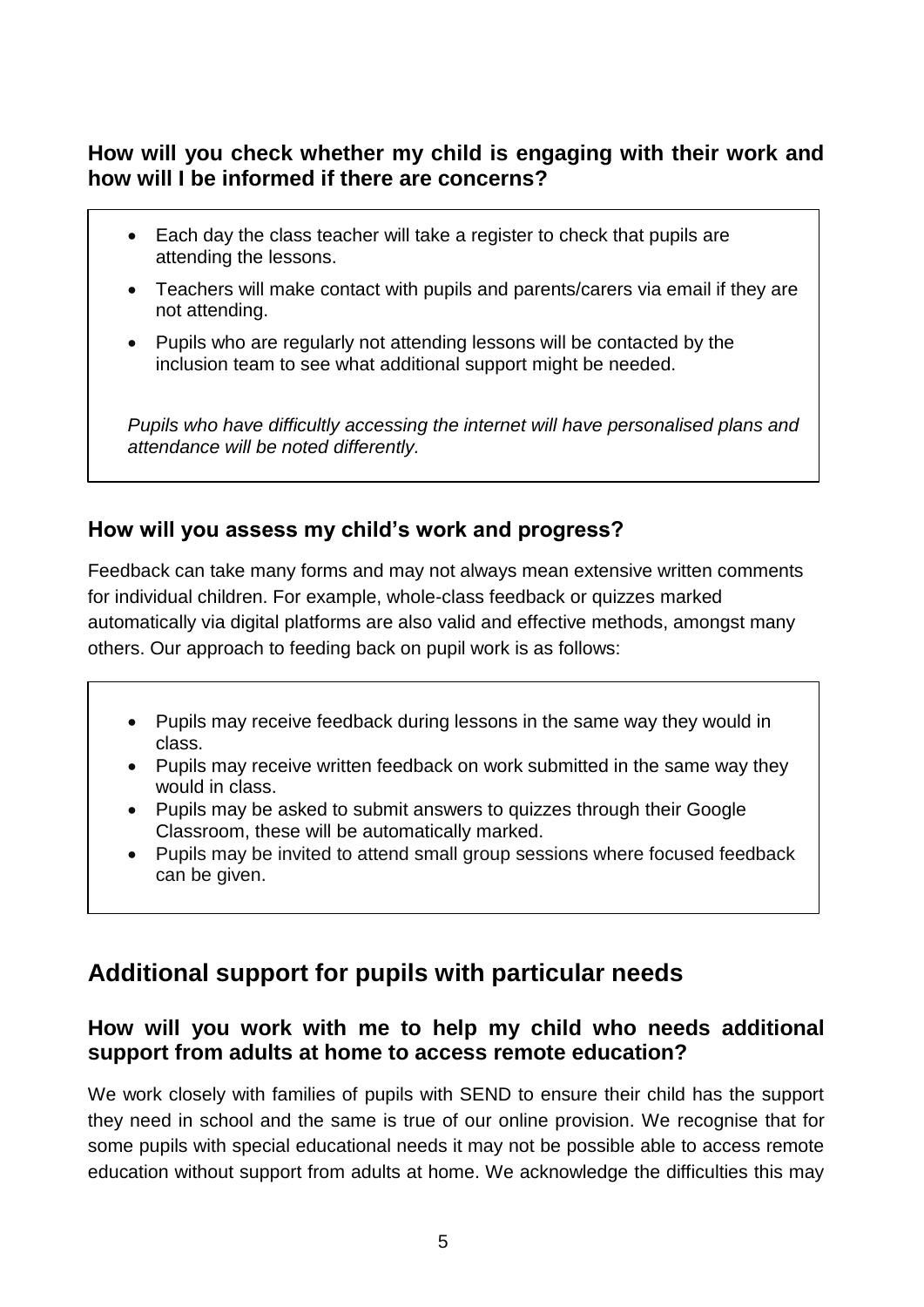### How will you check whether my child is engaging with their work and how will I be informed if there are concerns?

- Each day the class teacher will take a register to check that pupils are attending the lessons.
- Teachers will make contact with pupils and parents/carers via email if they are not attending.
- Pupils who are regularly not attending lessons will be contacted by the inclusion team to see what additional support might be needed.

*Pupils who have difficultly accessing the internet will have personalised plans and attendance will be noted differently.*

### How will you assess my child's work and progress?

Feedback can take many forms and may not always mean extensive written comments for individual children. For example, whole-class feedback or quizzes marked automatically via digital platforms are also valid and effective methods, amongst many others. Our approach to feeding back on pupil work is as follows:

- Pupils may receive feedback during lessons in the same way they would in class.
- Pupils may receive written feedback on work submitted in the same way they would in class.
- Pupils may be asked to submit answers to quizzes through their Google Classroom, these will be automatically marked.
- Pupils may be invited to attend small group sessions where focused feedback can be given.

## Additional support for pupils with particular needs

### How will you work with me to help my child who needs additional support from adults at home to access remote education?

We work closely with families of pupils with SEND to ensure their child has the support they need in school and the same is true of our online provision. We recognise that for some pupils with special educational needs it may not be possible able to access remote education without support from adults at home. We acknowledge the difficulties this may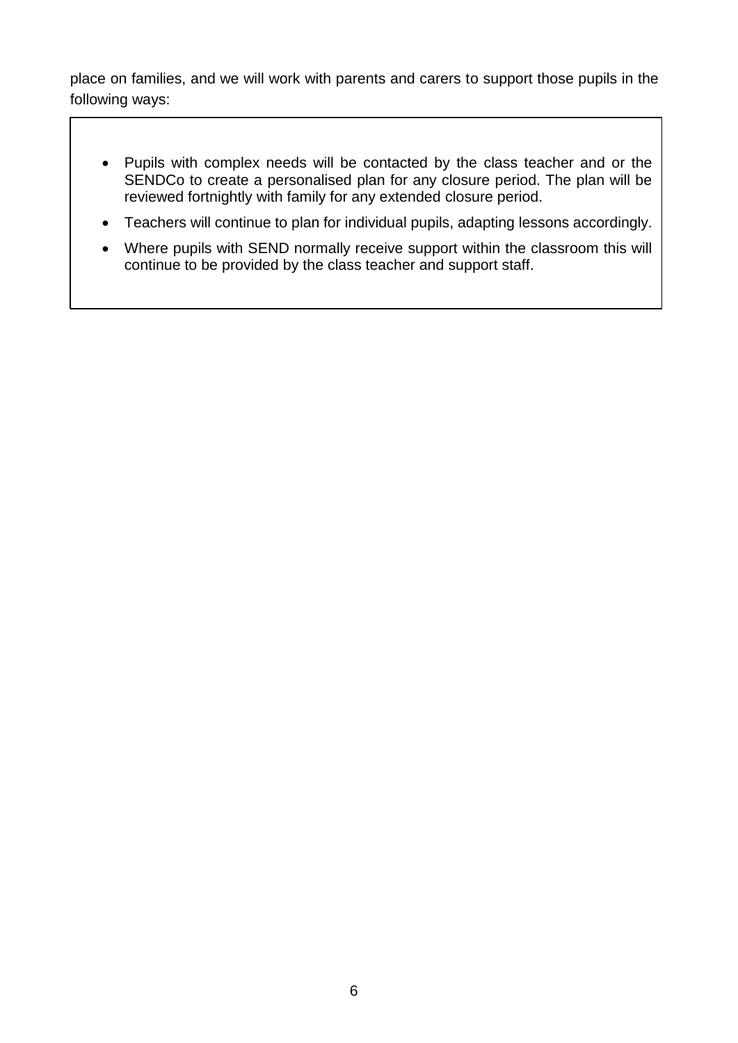place on families, and we will work with parents and carers to support those pupils in the following ways:

- Pupils with complex needs will be contacted by the class teacher and or the SENDCo to create a personalised plan for any closure period. The plan will be reviewed fortnightly with family for any extended closure period.
- Teachers will continue to plan for individual pupils, adapting lessons accordingly.
- Where pupils with SEND normally receive support within the classroom this will continue to be provided by the class teacher and support staff.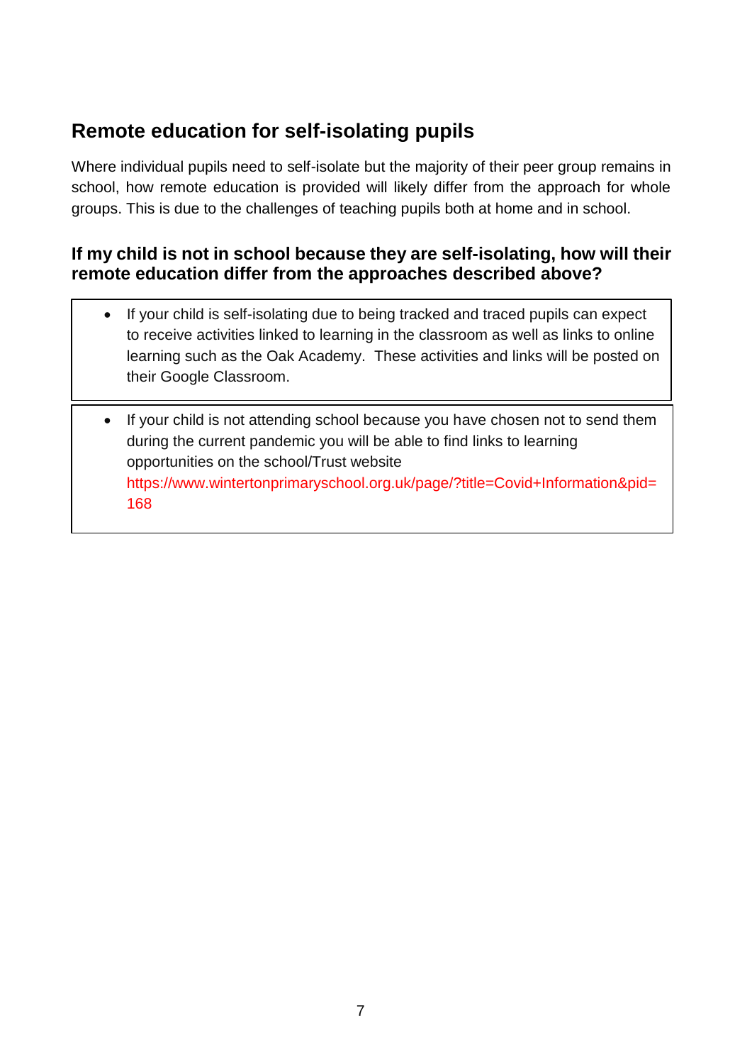## Remote education for self-isolating pupils

Where individual pupils need to self-isolate but the majority of their peer group remains in school, how remote education is provided will likely differ from the approach for whole groups. This is due to the challenges of teaching pupils both at home and in school.

### If my child is not in school because they are self-isolating, how will their remote education differ from the approaches described above?

- If your child is self-isolating due to being tracked and traced pupils can expect to receive activities linked to learning in the classroom as well as links to online learning such as the Oak Academy. These activities and links will be posted on their Google Classroom.

- If your child is not attending school because you have chosen not to send them during the current pandemic you will be able to find links to learning opportunities on the school/Trust website https://www.wintertonprimaryschool.org.uk/page/?title=Covid+Information&pid=168